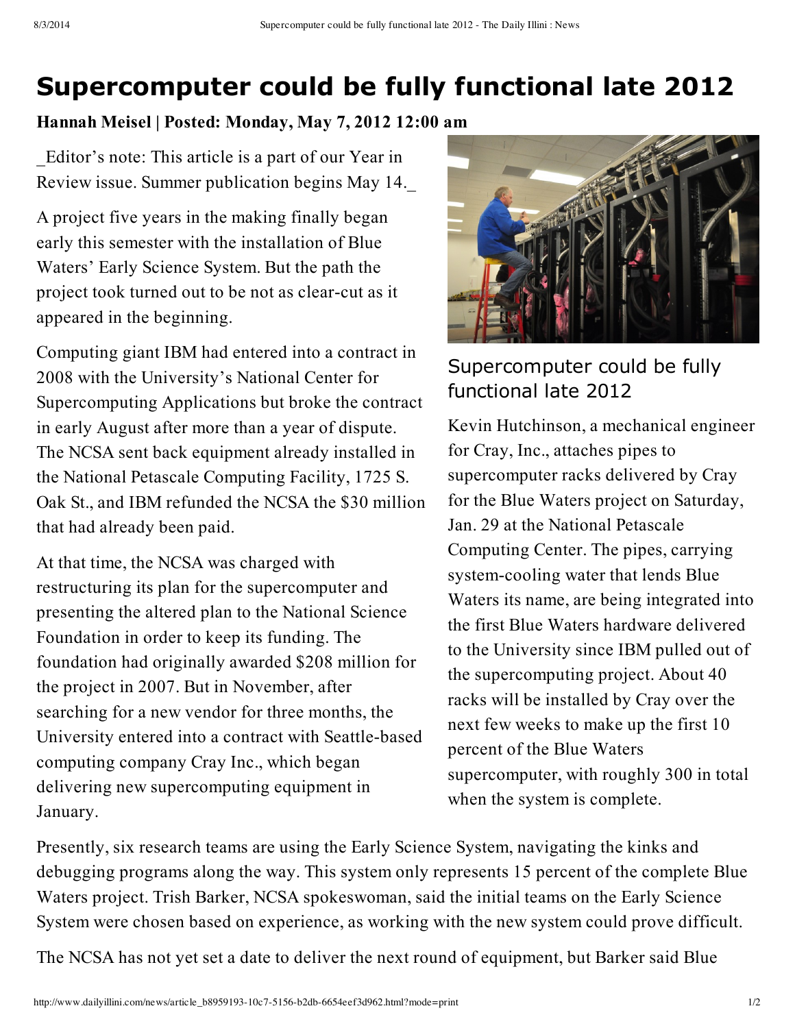# Supercomputer could be fully functional late 2012

**Hannah Meisel | Posted: Monday, May 7, 2012 12:00 am**

_Editor's note: This article is a part of our Year in Review issue. Summer publication begins May 14._

A project five years in the making finally began early this semester with the installation of Blue Waters' Early Science System. But the path the project took turned out to be not as clear-cut as it appeared in the beginning.

Computing giant IBM had entered into a contract in 2008 with the University's National Center for Supercomputing Applications but broke the contract in early August after more than a year of dispute. The NCSA sent back equipment already installed in the National Petascale Computing Facility, 1725 S. Oak St., and IBM refunded the NCSA the $30 million that had already been paid.

At that time, the NCSA was charged with restructuring its plan for the supercomputer and presenting the altered plan to the National Science Foundation in order to keep its funding. The foundation had originally awarded $208 million for the project in 2007. But in November, after searching for a new vendor for three months, the University entered into a contract with Seattle-based computing company Cray Inc., which began delivering new supercomputing equipment in January.

Supercomputer could be fully functional late 2012

Kevin Hutchinson, a mechanical engineer for Cray, Inc., attaches pipes to supercomputer racks delivered by Cray for the Blue Waters project on Saturday, Jan. 29 at the National Petascale Computing Center. The pipes, carrying system-cooling water that lends Blue Waters its name, are being integrated into the first Blue Waters hardware delivered to the University since IBM pulled out of the supercomputing project. About 40 racks will be installed by Cray over the next few weeks to make up the first 10 percent of the Blue Waters supercomputer, with roughly 300 in total when the system is complete.

Presently, six research teams are using the Early Science System, navigating the kinks and debugging programs along the way. This system only represents 15 percent of the complete Blue Waters project. Trish Barker, NCSA spokeswoman, said the initial teams on the Early Science System were chosen based on experience, as working with the new system could prove difficult.

The NCSA has not yet set a date to deliver the next round of equipment, but Barker said Blue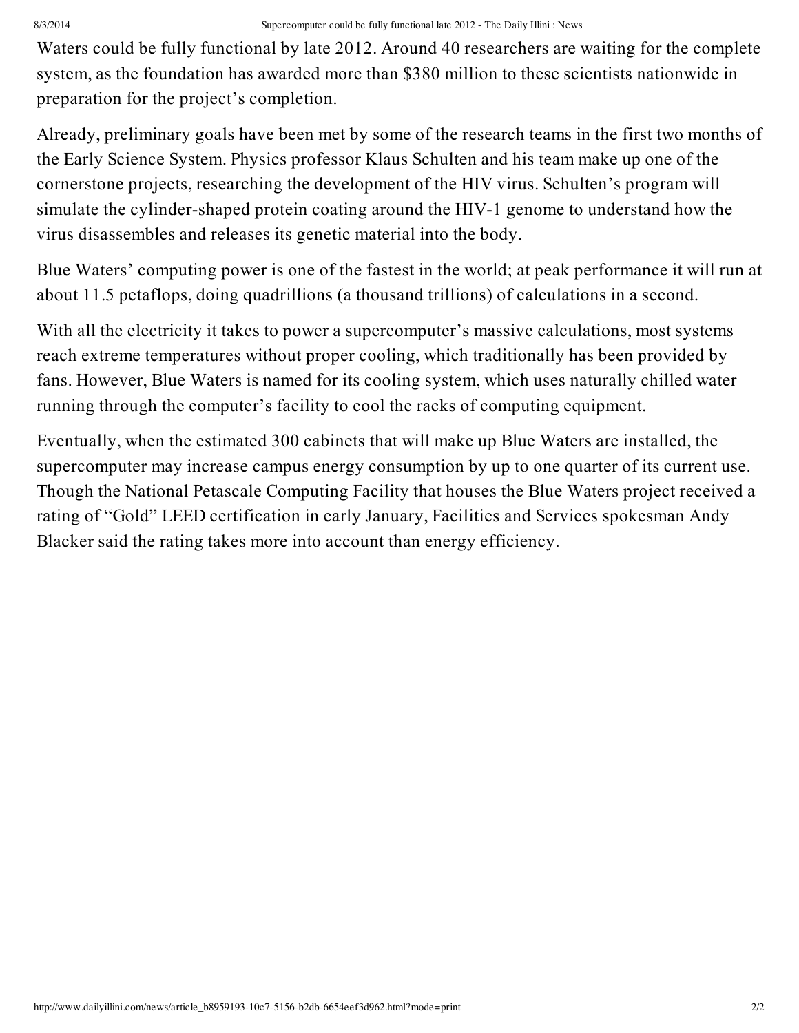Waters could be fully functional by late 2012. Around 40 researchers are waiting for the complete system, as the foundation has awarded more than $380 million to these scientists nationwide in preparation for the project's completion.

Already, preliminary goals have been met by some of the research teams in the first two months of the Early Science System. Physics professor Klaus Schulten and his team make up one of the cornerstone projects, researching the development of the HIV virus. Schulten's program will simulate the cylinder-shaped protein coating around the HIV-1 genome to understand how the virus disassembles and releases its genetic material into the body.

Blue Waters' computing power is one of the fastest in the world; at peak performance it will run at about 11.5 petaflops, doing quadrillions (a thousand trillions) of calculations in a second.

With all the electricity it takes to power a supercomputer's massive calculations, most systems reach extreme temperatures without proper cooling, which traditionally has been provided by fans. However, Blue Waters is named for its cooling system, which uses naturally chilled water running through the computer's facility to cool the racks of computing equipment.

Eventually, when the estimated 300 cabinets that will make up Blue Waters are installed, the supercomputer may increase campus energy consumption by up to one quarter of its current use. Though the National Petascale Computing Facility that houses the Blue Waters project received a rating of "Gold" LEED certification in early January, Facilities and Services spokesman Andy Blacker said the rating takes more into account than energy efficiency.